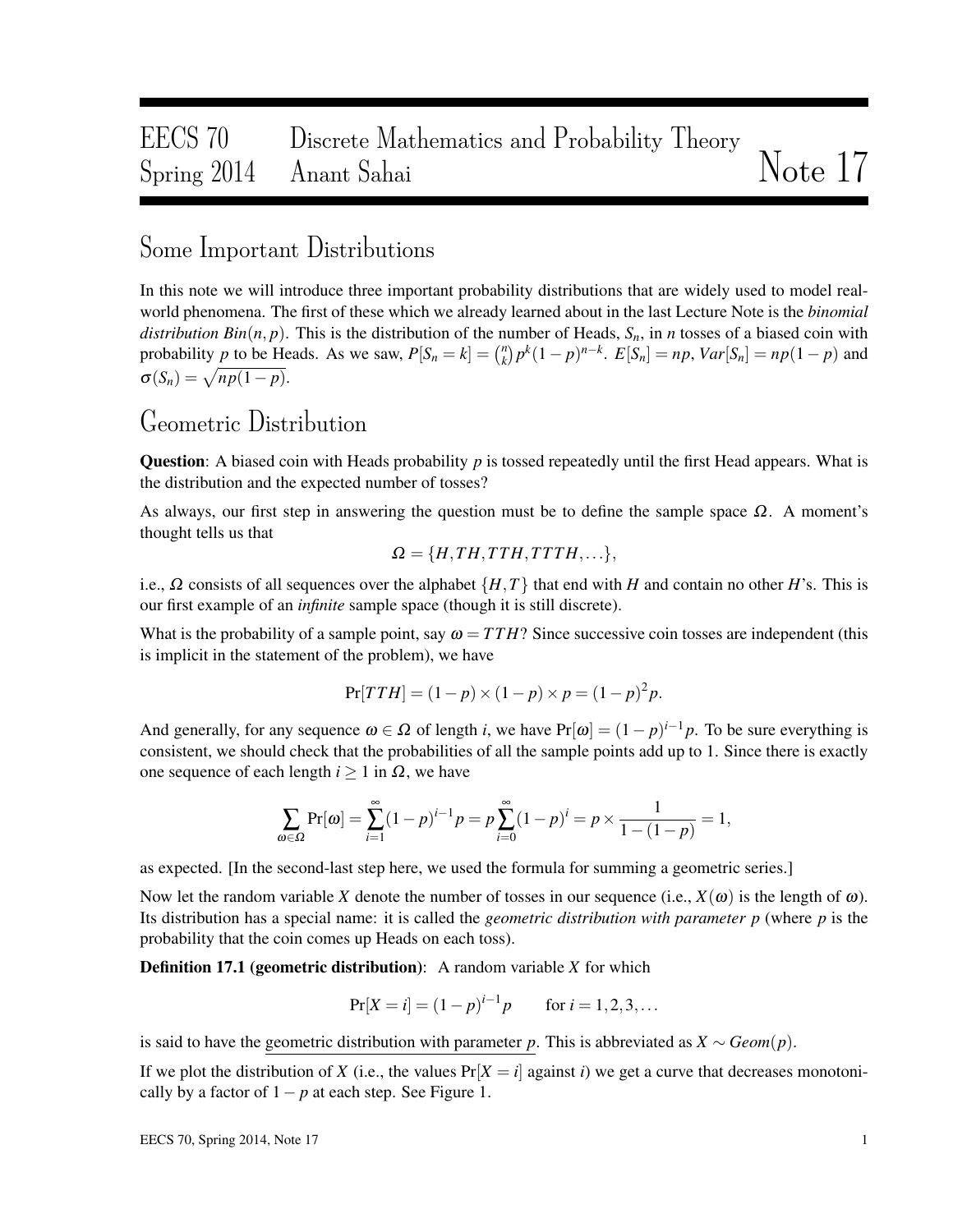# EECS 70 Discrete Mathematics and Probability Theory
# Spring 2014 Anant Sahai Note 17

## Some Important Distributions

In this note we will introduce three important probability distributions that are widely used to model real-world phenomena. The first of these which we already learned about in the last Lecture Note is the *binomial distribution* $Bin(n, p)$. This is the distribution of the number of Heads, $S_n$, in $n$ tosses of a biased coin with probability $p$ to be Heads. As we saw, $P[S_n = k] = \binom{n}{k} p^k (1-p)^{n-k}$. $E[S_n] = np$, $Var[S_n] = np(1-p)$ and $\sigma(S_n) = \sqrt{np(1-p)}$.

## Geometric Distribution

**Question**: A biased coin with Heads probability $p$ is tossed repeatedly until the first Head appears. What is the distribution and the expected number of tosses?

As always, our first step in answering the question must be to define the sample space $\Omega$. A moment's thought tells us that

$$\Omega = \{H, TH, TTH, TTTH, \dots\},$$

i.e., $\Omega$ consists of all sequences over the alphabet $\{H, T\}$ that end with $H$ and contain no other $H$'s. This is our first example of an *infinite* sample space (though it is still discrete).

What is the probability of a sample point, say $\omega = TTH$? Since successive coin tosses are independent (this is implicit in the statement of the problem), we have

$$\Pr[TTH] = (1-p) \times (1-p) \times p = (1-p)^2 p.$$

And generally, for any sequence $\omega \in \Omega$ of length $i$, we have $\Pr[\omega] = (1-p)^{i-1} p$. To be sure everything is consistent, we should check that the probabilities of all the sample points add up to 1. Since there is exactly one sequence of each length $i \geq 1$ in $\Omega$, we have

$$\sum_{\omega \in \Omega} \Pr[\omega] = \sum_{i=1}^{\infty} (1-p)^{i-1} p = p \sum_{i=0}^{\infty} (1-p)^i = p \times \frac{1}{1-(1-p)} = 1,$$

as expected. [In the second-last step here, we used the formula for summing a geometric series.]

Now let the random variable $X$ denote the number of tosses in our sequence (i.e., $X(\omega)$ is the length of $\omega$). Its distribution has a special name: it is called the *geometric distribution with parameter p* (where $p$ is the probability that the coin comes up Heads on each toss).

**Definition 17.1 (geometric distribution)**: A random variable $X$ for which

$$\Pr[X = i] = (1-p)^{i-1} p \qquad \text{for } i = 1, 2, 3, \dots$$

is said to have the geometric distribution with parameter $p$. This is abbreviated as $X \sim Geom(p)$.

If we plot the distribution of $X$ (i.e., the values $\Pr[X = i]$ against $i$) we get a curve that decreases monotonically by a factor of $1-p$ at each step. See Figure 1.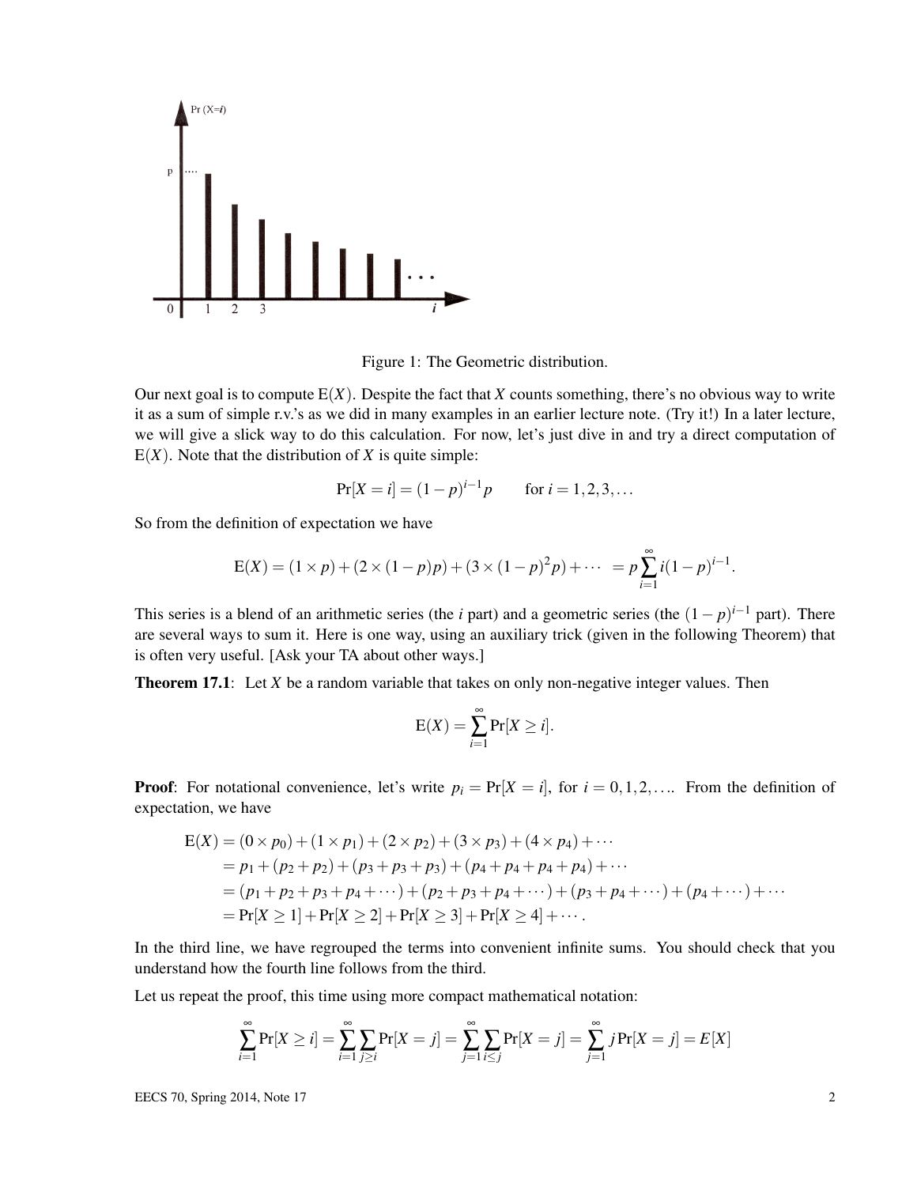Figure 1: The Geometric distribution.

Our next goal is to compute $\mathrm{E}(X)$. Despite the fact that $X$ counts something, there's no obvious way to write it as a sum of simple r.v.'s as we did in many examples in an earlier lecture note. (Try it!) In a later lecture, we will give a slick way to do this calculation. For now, let's just dive in and try a direct computation of $\mathrm{E}(X)$. Note that the distribution of $X$ is quite simple:

$$\Pr[X = i] = (1-p)^{i-1}p \qquad \text{for } i = 1,2,3,\ldots$$

So from the definition of expectation we have

$$\mathrm{E}(X) = (1 \times p) + (2 \times (1-p)p) + (3 \times (1-p)^2 p) + \cdots \ = p \sum_{i=1}^{\infty} i(1-p)^{i-1}.$$

This series is a blend of an arithmetic series (the $i$ part) and a geometric series (the $(1-p)^{i-1}$ part). There are several ways to sum it. Here is one way, using an auxiliary trick (given in the following Theorem) that is often very useful. [Ask your TA about other ways.]

**Theorem 17.1**: Let $X$ be a random variable that takes on only non-negative integer values. Then

$$\mathrm{E}(X) = \sum_{i=1}^{\infty} \Pr[X \geq i].$$

**Proof**: For notational convenience, let's write $p_i = \Pr[X = i]$, for $i = 0,1,2,\ldots$. From the definition of expectation, we have

$$\begin{aligned}
\mathrm{E}(X) &= (0 \times p_0) + (1 \times p_1) + (2 \times p_2) + (3 \times p_3) + (4 \times p_4) + \cdots \\
&= p_1 + (p_2 + p_2) + (p_3 + p_3 + p_3) + (p_4 + p_4 + p_4 + p_4) + \cdots \\
&= (p_1 + p_2 + p_3 + p_4 + \cdots) + (p_2 + p_3 + p_4 + \cdots) + (p_3 + p_4 + \cdots) + (p_4 + \cdots) + \cdots \\
&= \Pr[X \geq 1] + \Pr[X \geq 2] + \Pr[X \geq 3] + \Pr[X \geq 4] + \cdots.
\end{aligned}$$

In the third line, we have regrouped the terms into convenient infinite sums. You should check that you understand how the fourth line follows from the third.

Let us repeat the proof, this time using more compact mathematical notation:

$$\sum_{i=1}^{\infty} \Pr[X \geq i] = \sum_{i=1}^{\infty} \sum_{j \geq i} \Pr[X = j] = \sum_{j=1}^{\infty} \sum_{i \leq j} \Pr[X = j] = \sum_{j=1}^{\infty} j \Pr[X = j] = E[X]$$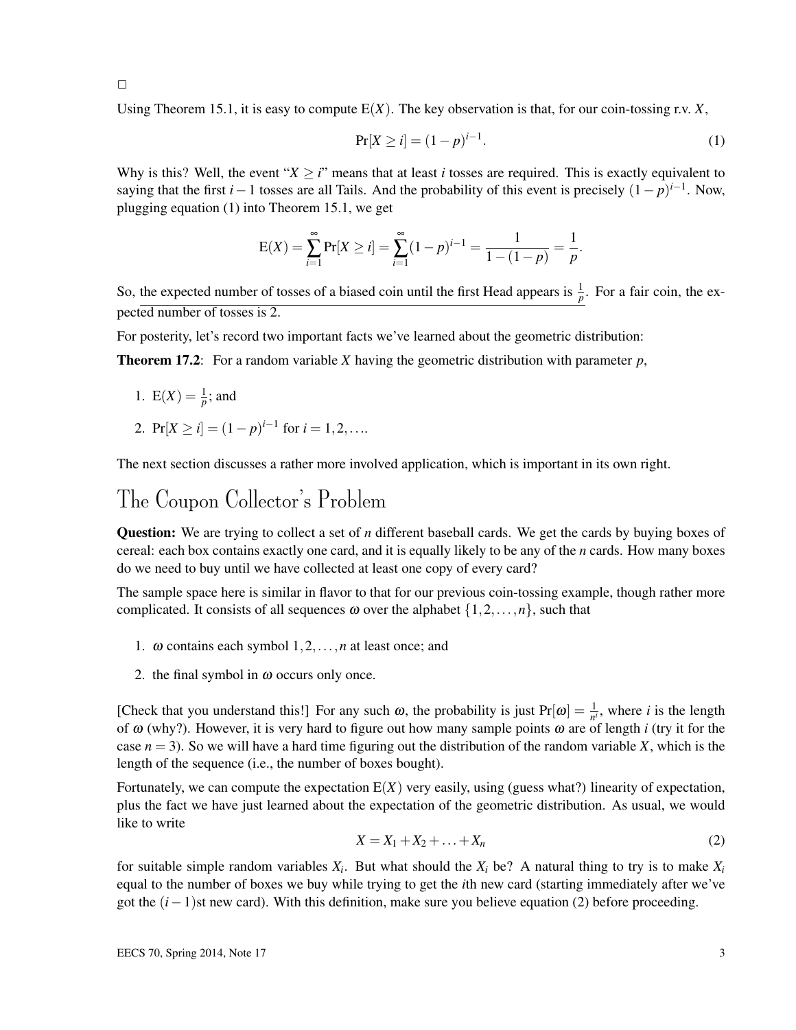□

Using Theorem 15.1, it is easy to compute $\mathrm{E}(X)$. The key observation is that, for our coin-tossing r.v. $X$,

$$\Pr[X \geq i] = (1-p)^{i-1}. \tag{1}$$

Why is this? Well, the event "$X \geq i$" means that at least $i$ tosses are required. This is exactly equivalent to saying that the first $i-1$ tosses are all Tails. And the probability of this event is precisely $(1-p)^{i-1}$. Now, plugging equation (1) into Theorem 15.1, we get

$$\mathrm{E}(X) = \sum_{i=1}^{\infty} \Pr[X \geq i] = \sum_{i=1}^{\infty} (1-p)^{i-1} = \frac{1}{1-(1-p)} = \frac{1}{p}.$$

So, the expected number of tosses of a biased coin until the first Head appears is $\frac{1}{p}$. For a fair coin, the expected number of tosses is 2.

For posterity, let's record two important facts we've learned about the geometric distribution:

**Theorem 17.2**: For a random variable $X$ having the geometric distribution with parameter $p$,

1. $\mathrm{E}(X) = \frac{1}{p}$; and
2. $\Pr[X \geq i] = (1-p)^{i-1}$ for $i = 1, 2, \ldots$.

The next section discusses a rather more involved application, which is important in its own right.

# The Coupon Collector's Problem

**Question:** We are trying to collect a set of $n$ different baseball cards. We get the cards by buying boxes of cereal: each box contains exactly one card, and it is equally likely to be any of the $n$ cards. How many boxes do we need to buy until we have collected at least one copy of every card?

The sample space here is similar in flavor to that for our previous coin-tossing example, though rather more complicated. It consists of all sequences $\omega$ over the alphabet $\{1, 2, \ldots, n\}$, such that

1. $\omega$ contains each symbol $1, 2, \ldots, n$ at least once; and
2. the final symbol in $\omega$ occurs only once.

[Check that you understand this!] For any such $\omega$, the probability is just $\Pr[\omega] = \frac{1}{n^i}$, where $i$ is the length of $\omega$ (why?). However, it is very hard to figure out how many sample points $\omega$ are of length $i$ (try it for the case $n = 3$). So we will have a hard time figuring out the distribution of the random variable $X$, which is the length of the sequence (i.e., the number of boxes bought).

Fortunately, we can compute the expectation $\mathrm{E}(X)$ very easily, using (guess what?) linearity of expectation, plus the fact we have just learned about the expectation of the geometric distribution. As usual, we would like to write

$$X = X_1 + X_2 + \ldots + X_n \tag{2}$$

for suitable simple random variables $X_i$. But what should the $X_i$ be? A natural thing to try is to make $X_i$ equal to the number of boxes we buy while trying to get the $i$th new card (starting immediately after we've got the $(i-1)$st new card). With this definition, make sure you believe equation (2) before proceeding.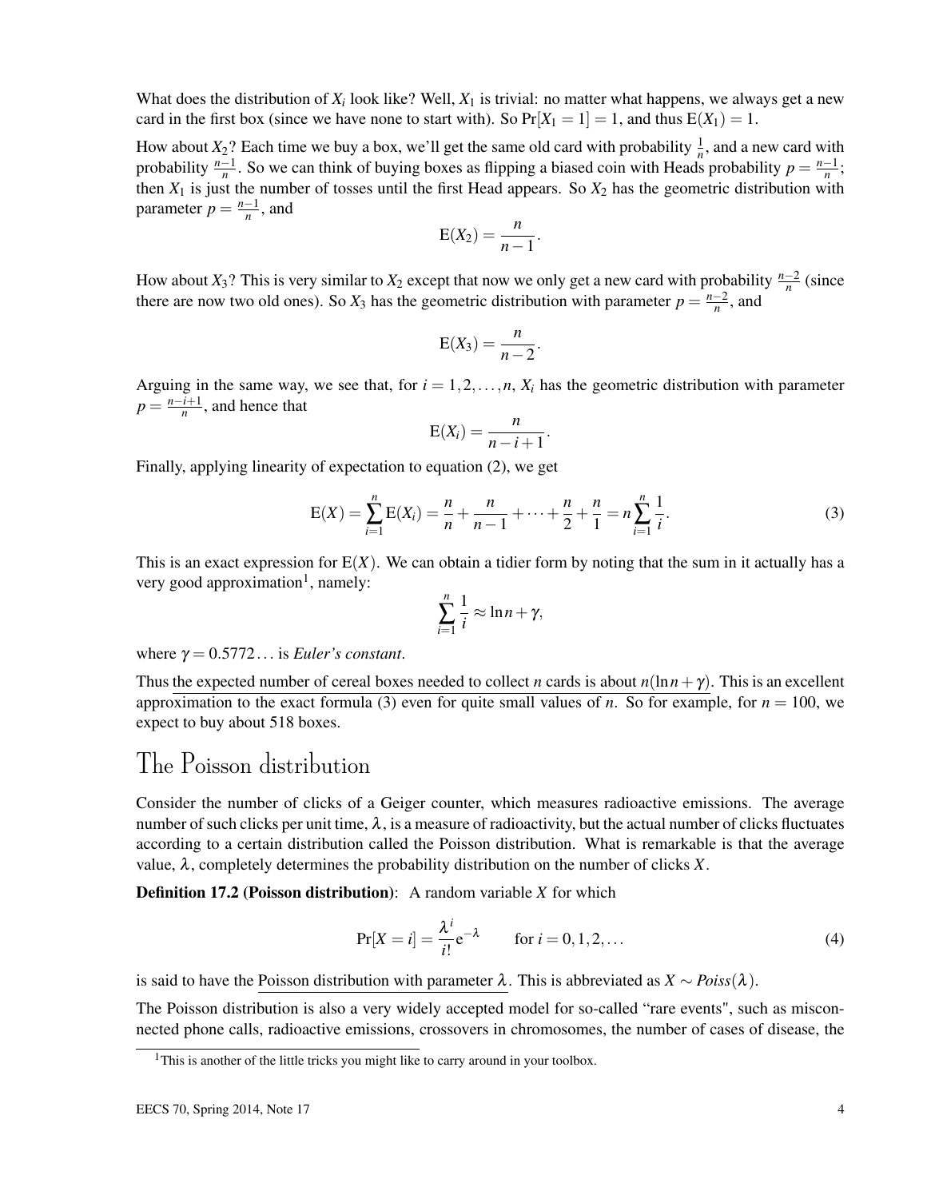What does the distribution of $X_i$ look like? Well, $X_1$ is trivial: no matter what happens, we always get a new card in the first box (since we have none to start with). So $\Pr[X_1 = 1] = 1$, and thus $\mathrm{E}(X_1) = 1$.

How about $X_2$? Each time we buy a box, we'll get the same old card with probability $\frac{1}{n}$, and a new card with probability $\frac{n-1}{n}$. So we can think of buying boxes as flipping a biased coin with Heads probability $p = \frac{n-1}{n}$; then $X_1$ is just the number of tosses until the first Head appears. So $X_2$ has the geometric distribution with parameter $p = \frac{n-1}{n}$, and

$$\mathrm{E}(X_2) = \frac{n}{n-1}.$$

How about $X_3$? This is very similar to $X_2$ except that now we only get a new card with probability $\frac{n-2}{n}$ (since there are now two old ones). So $X_3$ has the geometric distribution with parameter $p = \frac{n-2}{n}$, and

$$\mathrm{E}(X_3) = \frac{n}{n-2}.$$

Arguing in the same way, we see that, for $i = 1, 2, \ldots, n$, $X_i$ has the geometric distribution with parameter $p = \frac{n-i+1}{n}$, and hence that

$$\mathrm{E}(X_i) = \frac{n}{n-i+1}.$$

Finally, applying linearity of expectation to equation (2), we get

$$\mathrm{E}(X) = \sum_{i=1}^{n} \mathrm{E}(X_i) = \frac{n}{n} + \frac{n}{n-1} + \cdots + \frac{n}{2} + \frac{n}{1} = n \sum_{i=1}^{n} \frac{1}{i}. \tag{3}$$

This is an exact expression for $\mathrm{E}(X)$. We can obtain a tidier form by noting that the sum in it actually has a very good approximation[1], namely:

$$\sum_{i=1}^{n} \frac{1}{i} \approx \ln n + \gamma,$$

where $\gamma = 0.5772\ldots$ is *Euler's constant*.

Thus the expected number of cereal boxes needed to collect $n$ cards is about $n(\ln n + \gamma)$. This is an excellent approximation to the exact formula (3) even for quite small values of $n$. So for example, for $n = 100$, we expect to buy about 518 boxes.

# The Poisson distribution

Consider the number of clicks of a Geiger counter, which measures radioactive emissions. The average number of such clicks per unit time, $\lambda$, is a measure of radioactivity, but the actual number of clicks fluctuates according to a certain distribution called the Poisson distribution. What is remarkable is that the average value, $\lambda$, completely determines the probability distribution on the number of clicks $X$.

**Definition 17.2 (Poisson distribution)**: A random variable $X$ for which

$$\Pr[X = i] = \frac{\lambda^i}{i!} e^{-\lambda} \qquad \text{for } i = 0, 1, 2, \ldots \tag{4}$$

is said to have the Poisson distribution with parameter $\lambda$. This is abbreviated as $X \sim \mathit{Poiss}(\lambda)$.

The Poisson distribution is also a very widely accepted model for so-called "rare events", such as misconnected phone calls, radioactive emissions, crossovers in chromosomes, the number of cases of disease, the

[1] This is another of the little tricks you might like to carry around in your toolbox.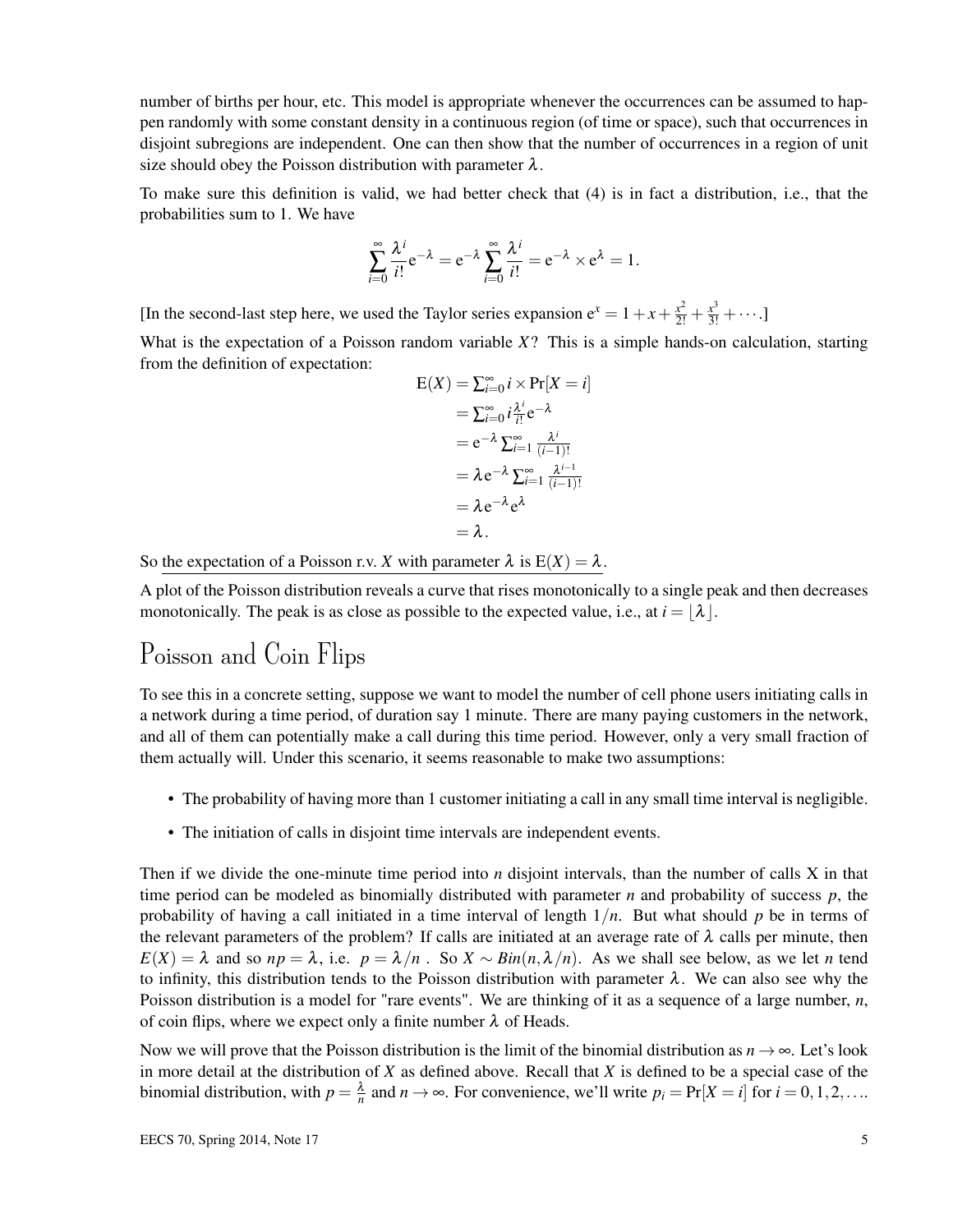number of births per hour, etc. This model is appropriate whenever the occurrences can be assumed to happen randomly with some constant density in a continuous region (of time or space), such that occurrences in disjoint subregions are independent. One can then show that the number of occurrences in a region of unit size should obey the Poisson distribution with parameter $\lambda$.

To make sure this definition is valid, we had better check that (4) is in fact a distribution, i.e., that the probabilities sum to 1. We have

$$\sum_{i=0}^{\infty} \frac{\lambda^i}{i!} e^{-\lambda} = e^{-\lambda} \sum_{i=0}^{\infty} \frac{\lambda^i}{i!} = e^{-\lambda} \times e^{\lambda} = 1.$$

[In the second-last step here, we used the Taylor series expansion $e^x = 1 + x + \frac{x^2}{2!} + \frac{x^3}{3!} + \cdots$.]

What is the expectation of a Poisson random variable $X$? This is a simple hands-on calculation, starting from the definition of expectation:

$$\begin{aligned}
E(X) &= \textstyle\sum_{i=0}^{\infty} i \times \Pr[X = i] \\
&= \textstyle\sum_{i=0}^{\infty} i \frac{\lambda^i}{i!} e^{-\lambda} \\
&= e^{-\lambda} \textstyle\sum_{i=1}^{\infty} \frac{\lambda^i}{(i-1)!} \\
&= \lambda e^{-\lambda} \textstyle\sum_{i=1}^{\infty} \frac{\lambda^{i-1}}{(i-1)!} \\
&= \lambda e^{-\lambda} e^{\lambda} \\
&= \lambda.
\end{aligned}$$

So the expectation of a Poisson r.v. $X$ with parameter $\lambda$ is $E(X) = \lambda$.

A plot of the Poisson distribution reveals a curve that rises monotonically to a single peak and then decreases monotonically. The peak is as close as possible to the expected value, i.e., at $i = \lfloor \lambda \rfloor$.

# Poisson and Coin Flips

To see this in a concrete setting, suppose we want to model the number of cell phone users initiating calls in a network during a time period, of duration say 1 minute. There are many paying customers in the network, and all of them can potentially make a call during this time period. However, only a very small fraction of them actually will. Under this scenario, it seems reasonable to make two assumptions:

- The probability of having more than 1 customer initiating a call in any small time interval is negligible.
- The initiation of calls in disjoint time intervals are independent events.

Then if we divide the one-minute time period into $n$ disjoint intervals, than the number of calls X in that time period can be modeled as binomially distributed with parameter $n$ and probability of success $p$, the probability of having a call initiated in a time interval of length $1/n$. But what should $p$ be in terms of the relevant parameters of the problem? If calls are initiated at an average rate of $\lambda$ calls per minute, then $E(X) = \lambda$ and so $np = \lambda$, i.e. $p = \lambda/n$. So $X \sim Bin(n, \lambda/n)$. As we shall see below, as we let $n$ tend to infinity, this distribution tends to the Poisson distribution with parameter $\lambda$. We can also see why the Poisson distribution is a model for "rare events". We are thinking of it as a sequence of a large number, $n$, of coin flips, where we expect only a finite number $\lambda$ of Heads.

Now we will prove that the Poisson distribution is the limit of the binomial distribution as $n \to \infty$. Let's look in more detail at the distribution of $X$ as defined above. Recall that $X$ is defined to be a special case of the binomial distribution, with $p = \frac{\lambda}{n}$ and $n \to \infty$. For convenience, we'll write $p_i = \Pr[X = i]$ for $i = 0, 1, 2, \ldots$.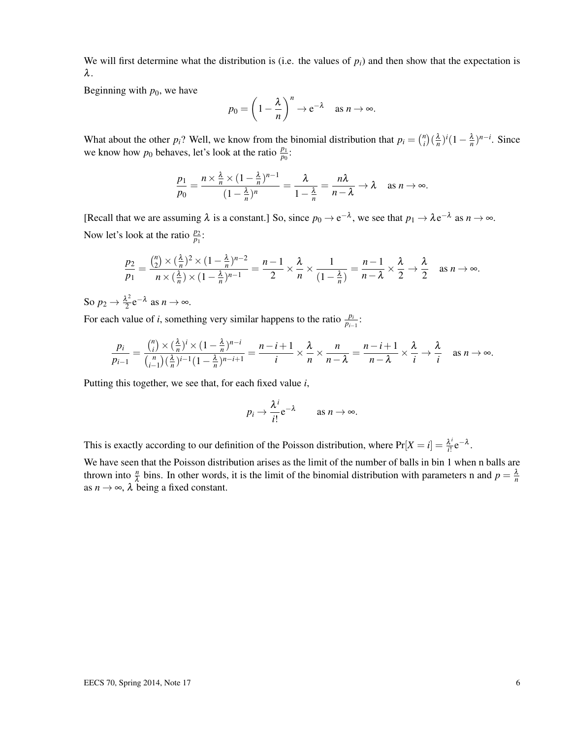We will first determine what the distribution is (i.e. the values of $p_i$) and then show that the expectation is $\lambda$.

Beginning with $p_0$, we have

$$p_0 = \left(1 - \frac{\lambda}{n}\right)^n \to \mathrm{e}^{-\lambda} \quad \text{as } n \to \infty.$$

What about the other $p_i$? Well, we know from the binomial distribution that $p_i = \binom{n}{i}(\frac{\lambda}{n})^i(1-\frac{\lambda}{n})^{n-i}$. Since we know how $p_0$ behaves, let's look at the ratio $\frac{p_1}{p_0}$:

$$\frac{p_1}{p_0} = \frac{n \times \frac{\lambda}{n} \times (1-\frac{\lambda}{n})^{n-1}}{(1-\frac{\lambda}{n})^n} = \frac{\lambda}{1-\frac{\lambda}{n}} = \frac{n\lambda}{n-\lambda} \to \lambda \quad \text{as } n \to \infty.$$

[Recall that we are assuming $\lambda$ is a constant.] So, since $p_0 \to \mathrm{e}^{-\lambda}$, we see that $p_1 \to \lambda \mathrm{e}^{-\lambda}$ as $n \to \infty$.

Now let's look at the ratio $\frac{p_2}{p_1}$:

$$\frac{p_2}{p_1} = \frac{\binom{n}{2} \times (\frac{\lambda}{n})^2 \times (1-\frac{\lambda}{n})^{n-2}}{n \times (\frac{\lambda}{n}) \times (1-\frac{\lambda}{n})^{n-1}} = \frac{n-1}{2} \times \frac{\lambda}{n} \times \frac{1}{(1-\frac{\lambda}{n})} = \frac{n-1}{n-\lambda} \times \frac{\lambda}{2} \to \frac{\lambda}{2} \quad \text{as } n \to \infty.$$

So $p_2 \to \frac{\lambda^2}{2}\mathrm{e}^{-\lambda}$ as $n \to \infty$.

For each value of $i$, something very similar happens to the ratio $\frac{p_i}{p_{i-1}}$:

$$\frac{p_i}{p_{i-1}} = \frac{\binom{n}{i} \times (\frac{\lambda}{n})^i \times (1-\frac{\lambda}{n})^{n-i}}{\binom{n}{i-1}(\frac{\lambda}{n})^{i-1}(1-\frac{\lambda}{n})^{n-i+1}} = \frac{n-i+1}{i} \times \frac{\lambda}{n} \times \frac{n}{n-\lambda} = \frac{n-i+1}{n-\lambda} \times \frac{\lambda}{i} \to \frac{\lambda}{i} \quad \text{as } n \to \infty.$$

Putting this together, we see that, for each fixed value $i$,

$$p_i \to \frac{\lambda^i}{i!}\mathrm{e}^{-\lambda} \qquad \text{as } n \to \infty.$$

This is exactly according to our definition of the Poisson distribution, where $\Pr[X = i] = \frac{\lambda^i}{i!}\mathrm{e}^{-\lambda}$.

We have seen that the Poisson distribution arises as the limit of the number of balls in bin 1 when n balls are thrown into $\frac{n}{\lambda}$ bins. In other words, it is the limit of the binomial distribution with parameters n and $p = \frac{\lambda}{n}$ as $n \to \infty$, $\lambda$ being a fixed constant.